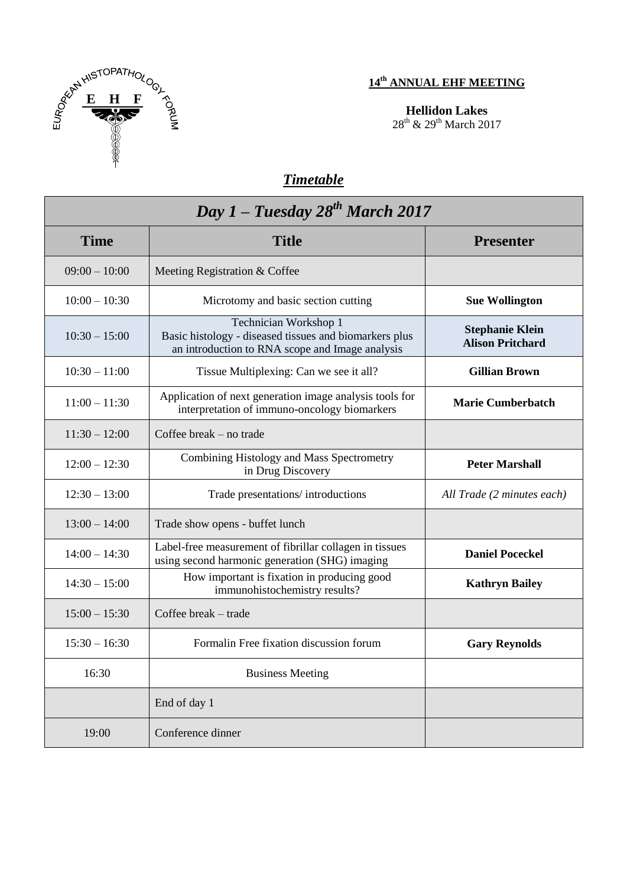EUROPEAN HISTOPATHOLOGY FORUM

E H F

**14th ANNUAL EHF MEETING**

**Hellidon Lakes**
28th & 29th March 2017

## *Timetable*

| *Day 1 – Tuesday 28th March 2017* | | |
|---|---|---|
| **Time** | **Title** | **Presenter** |
| 09:00 – 10:00 | Meeting Registration & Coffee | |
| 10:00 – 10:30 | Microtomy and basic section cutting | **Sue Wollington** |
| 10:30 – 15:00 | Technician Workshop 1<br>Basic histology - diseased tissues and biomarkers plus an introduction to RNA scope and Image analysis | **Stephanie Klein**<br>**Alison Pritchard** |
| 10:30 – 11:00 | Tissue Multiplexing: Can we see it all? | **Gillian Brown** |
| 11:00 – 11:30 | Application of next generation image analysis tools for interpretation of immuno-oncology biomarkers | **Marie Cumberbatch** |
| 11:30 – 12:00 | Coffee break – no trade | |
| 12:00 – 12:30 | Combining Histology and Mass Spectrometry in Drug Discovery | **Peter Marshall** |
| 12:30 – 13:00 | Trade presentations/ introductions | *All Trade (2 minutes each)* |
| 13:00 – 14:00 | Trade show opens - buffet lunch | |
| 14:00 – 14:30 | Label-free measurement of fibrillar collagen in tissues using second harmonic generation (SHG) imaging | **Daniel Poceckel** |
| 14:30 – 15:00 | How important is fixation in producing good immunohistochemistry results? | **Kathryn Bailey** |
| 15:00 – 15:30 | Coffee break – trade | |
| 15:30 – 16:30 | Formalin Free fixation discussion forum | **Gary Reynolds** |
| 16:30 | Business Meeting | |
| | End of day 1 | |
| 19:00 | Conference dinner | |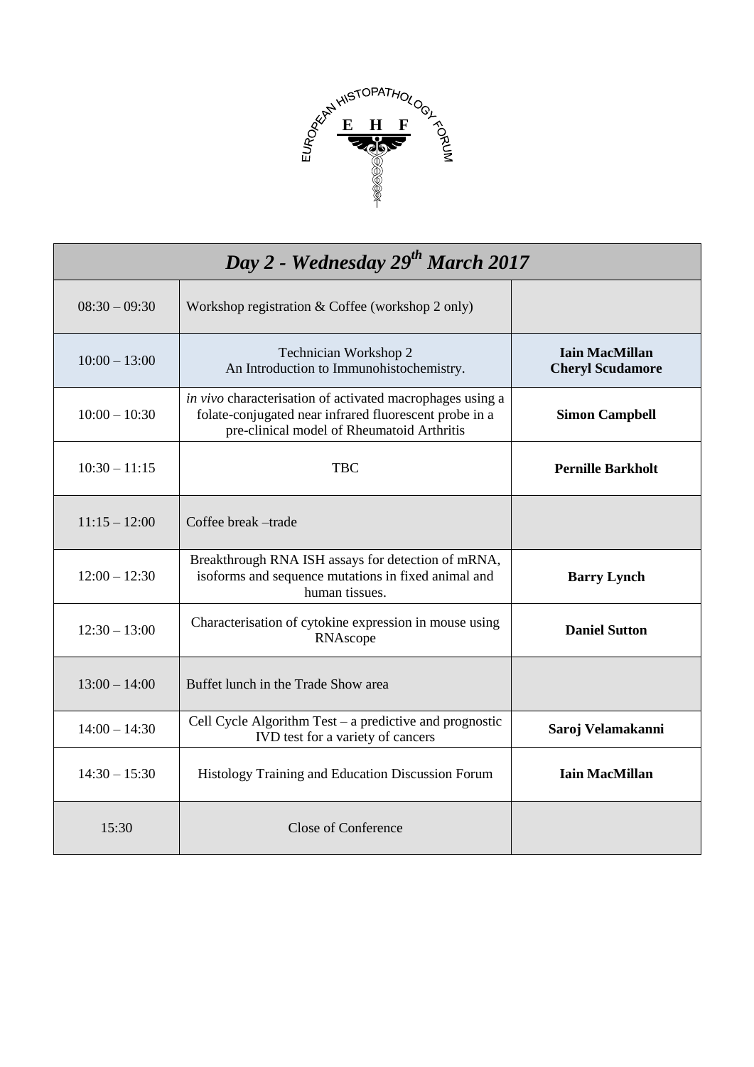EUROPEAN HISTOPATHOLOGY FORUM

E H F

| *Day 2 - Wednesday 29th March 2017* | | |
|---|---|---|
| 08:30 – 09:30 | Workshop registration & Coffee (workshop 2 only) | |
| 10:00 – 13:00 | Technician Workshop 2<br>An Introduction to Immunohistochemistry. | **Iain MacMillan**<br>**Cheryl Scudamore** |
| 10:00 – 10:30 | *in vivo* characterisation of activated macrophages using a folate-conjugated near infrared fluorescent probe in a pre-clinical model of Rheumatoid Arthritis | **Simon Campbell** |
| 10:30 – 11:15 | TBC | **Pernille Barkholt** |
| 11:15 – 12:00 | Coffee break –trade | |
| 12:00 – 12:30 | Breakthrough RNA ISH assays for detection of mRNA, isoforms and sequence mutations in fixed animal and human tissues. | **Barry Lynch** |
| 12:30 – 13:00 | Characterisation of cytokine expression in mouse using RNAscope | **Daniel Sutton** |
| 13:00 – 14:00 | Buffet lunch in the Trade Show area | |
| 14:00 – 14:30 | Cell Cycle Algorithm Test – a predictive and prognostic IVD test for a variety of cancers | **Saroj Velamakanni** |
| 14:30 – 15:30 | Histology Training and Education Discussion Forum | **Iain MacMillan** |
| 15:30 | Close of Conference | |